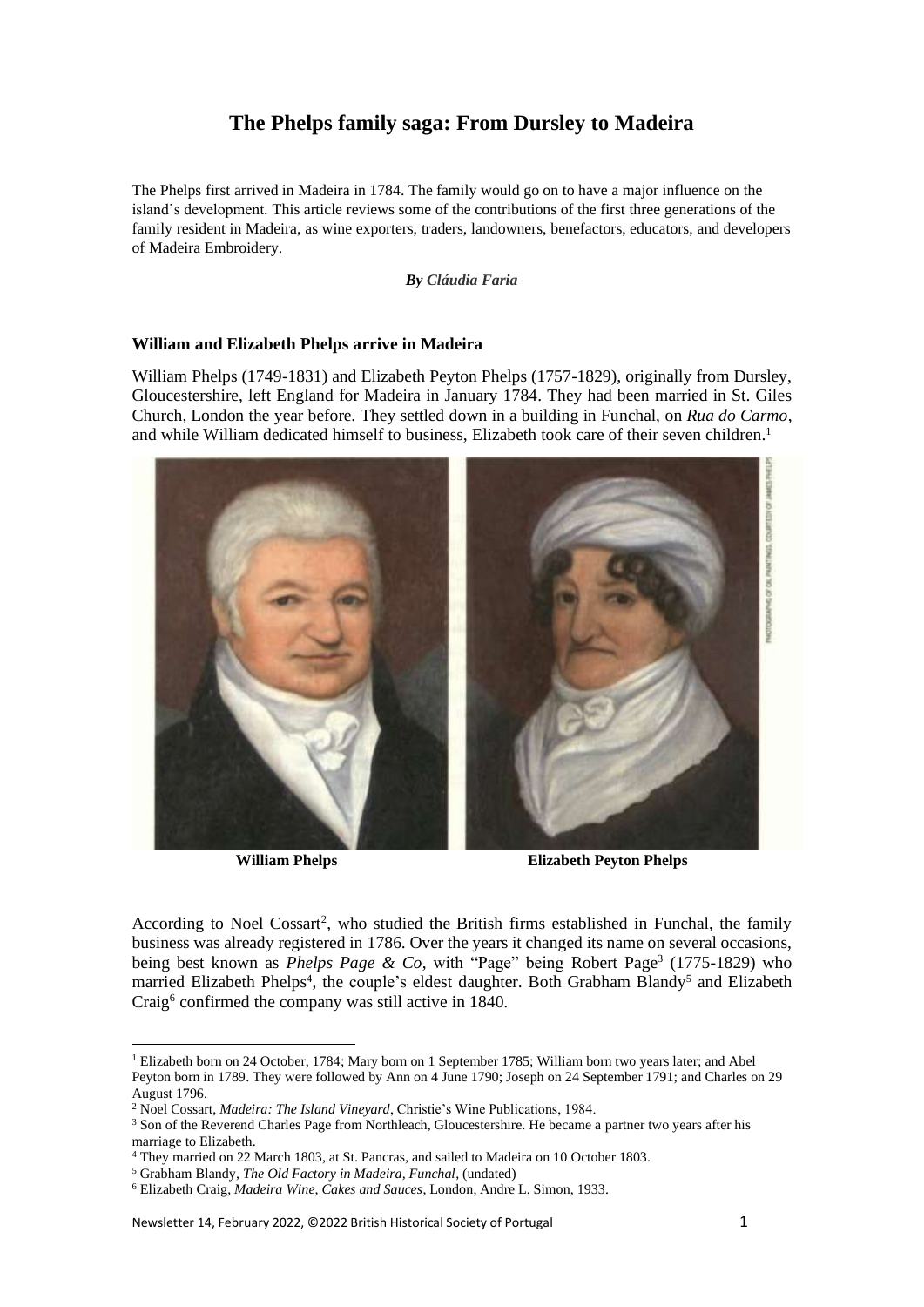# The Phelps family saga: From Dursley to Madeira

The Phelps first arrived in Madeira in 1784. The family would go on to have a major influence on the island's development. This article reviews some of the contributions of the first three generations of the family resident in Madeira, as wine exporters, traders, landowners, benefactors, educators, and developers of Madeira Embroidery.

***By Cláudia Faria***

### William and Elizabeth Phelps arrive in Madeira

William Phelps (1749-1831) and Elizabeth Peyton Phelps (1757-1829), originally from Dursley, Gloucestershire, left England for Madeira in January 1784. They had been married in St. Giles Church, London the year before. They settled down in a building in Funchal, on *Rua do Carmo*, and while William dedicated himself to business, Elizabeth took care of their seven children.[1]

PHOTOGRAPHS OF OIL PAINTINGS, COURTESY OF JAMES PHELPS

**William Phelps** **Elizabeth Peyton Phelps**

According to Noel Cossart[2], who studied the British firms established in Funchal, the family business was already registered in 1786. Over the years it changed its name on several occasions, being best known as *Phelps Page & Co*, with "Page" being Robert Page[3] (1775-1829) who married Elizabeth Phelps[4], the couple's eldest daughter. Both Grabham Blandy[5] and Elizabeth Craig[6] confirmed the company was still active in 1840.

---

[1] Elizabeth born on 24 October, 1784; Mary born on 1 September 1785; William born two years later; and Abel Peyton born in 1789. They were followed by Ann on 4 June 1790; Joseph on 24 September 1791; and Charles on 29 August 1796.

[2] Noel Cossart, *Madeira: The Island Vineyard*, Christie's Wine Publications, 1984.

[3] Son of the Reverend Charles Page from Northleach, Gloucestershire. He became a partner two years after his marriage to Elizabeth.

[4] They married on 22 March 1803, at St. Pancras, and sailed to Madeira on 10 October 1803.

[5] Grabham Blandy, *The Old Factory in Madeira, Funchal*, (undated)

[6] Elizabeth Craig, *Madeira Wine, Cakes and Sauces*, London, Andre L. Simon, 1933.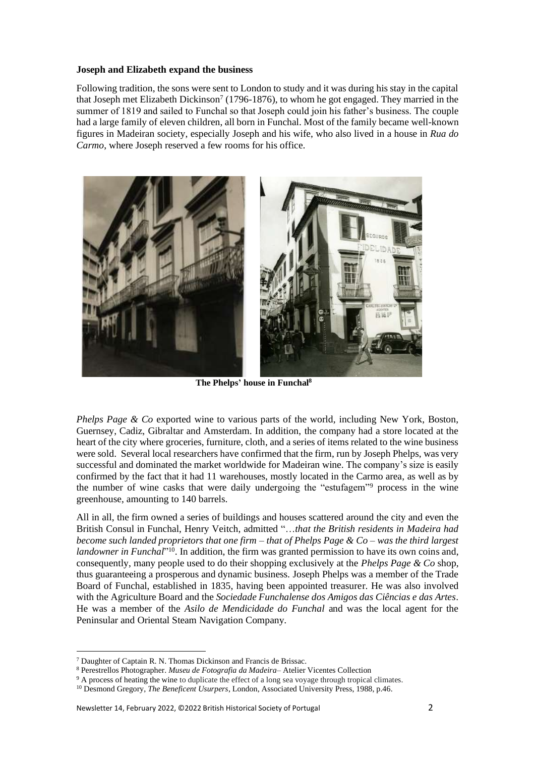**Joseph and Elizabeth expand the business**

Following tradition, the sons were sent to London to study and it was during his stay in the capital that Joseph met Elizabeth Dickinson[7] (1796-1876), to whom he got engaged. They married in the summer of 1819 and sailed to Funchal so that Joseph could join his father's business. The couple had a large family of eleven children, all born in Funchal. Most of the family became well-known figures in Madeiran society, especially Joseph and his wife, who also lived in a house in *Rua do Carmo*, where Joseph reserved a few rooms for his office.

**The Phelps' house in Funchal**[8]

*Phelps Page & Co* exported wine to various parts of the world, including New York, Boston, Guernsey, Cadiz, Gibraltar and Amsterdam. In addition, the company had a store located at the heart of the city where groceries, furniture, cloth, and a series of items related to the wine business were sold. Several local researchers have confirmed that the firm, run by Joseph Phelps, was very successful and dominated the market worldwide for Madeiran wine. The company's size is easily confirmed by the fact that it had 11 warehouses, mostly located in the Carmo area, as well as by the number of wine casks that were daily undergoing the "estufagem"[9] process in the wine greenhouse, amounting to 140 barrels.

All in all, the firm owned a series of buildings and houses scattered around the city and even the British Consul in Funchal, Henry Veitch, admitted "…*that the British residents in Madeira had become such landed proprietors that one firm – that of Phelps Page & Co – was the third largest landowner in Funchal*"[10]. In addition, the firm was granted permission to have its own coins and, consequently, many people used to do their shopping exclusively at the *Phelps Page & Co* shop, thus guaranteeing a prosperous and dynamic business. Joseph Phelps was a member of the Trade Board of Funchal, established in 1835, having been appointed treasurer. He was also involved with the Agriculture Board and the *Sociedade Funchalense dos Amigos das Ciências e das Artes*. He was a member of the *Asilo de Mendicidade do Funchal* and was the local agent for the Peninsular and Oriental Steam Navigation Company.

---

[7] Daughter of Captain R. N. Thomas Dickinson and Francis de Brissac.

[8] Perestrellos Photographer. *Museu de Fotografia da Madeira*– Atelier Vicentes Collection

[9] A process of heating the wine to duplicate the effect of a long sea voyage through tropical climates.

[10] Desmond Gregory, *The Beneficent Usurpers*, London, Associated University Press, 1988, p.46.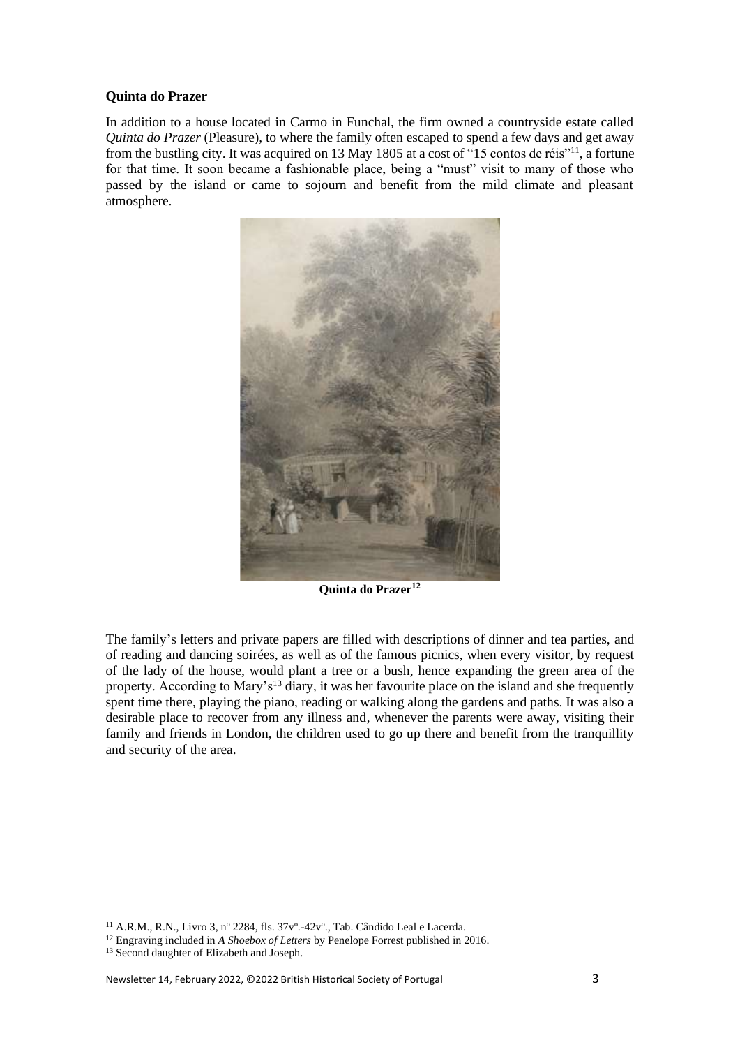**Quinta do Prazer**

In addition to a house located in Carmo in Funchal, the firm owned a countryside estate called *Quinta do Prazer* (Pleasure), to where the family often escaped to spend a few days and get away from the bustling city. It was acquired on 13 May 1805 at a cost of "15 contos de réis"[11], a fortune for that time. It soon became a fashionable place, being a "must" visit to many of those who passed by the island or came to sojourn and benefit from the mild climate and pleasant atmosphere.

**Quinta do Prazer[12]**

The family's letters and private papers are filled with descriptions of dinner and tea parties, and of reading and dancing soirées, as well as of the famous picnics, when every visitor, by request of the lady of the house, would plant a tree or a bush, hence expanding the green area of the property. According to Mary's[13] diary, it was her favourite place on the island and she frequently spent time there, playing the piano, reading or walking along the gardens and paths. It was also a desirable place to recover from any illness and, whenever the parents were away, visiting their family and friends in London, the children used to go up there and benefit from the tranquillity and security of the area.

---

[11] A.R.M., R.N., Livro 3, nº 2284, fls. 37vº.-42vº., Tab. Cândido Leal e Lacerda.

[12] Engraving included in *A Shoebox of Letters* by Penelope Forrest published in 2016.

[13] Second daughter of Elizabeth and Joseph.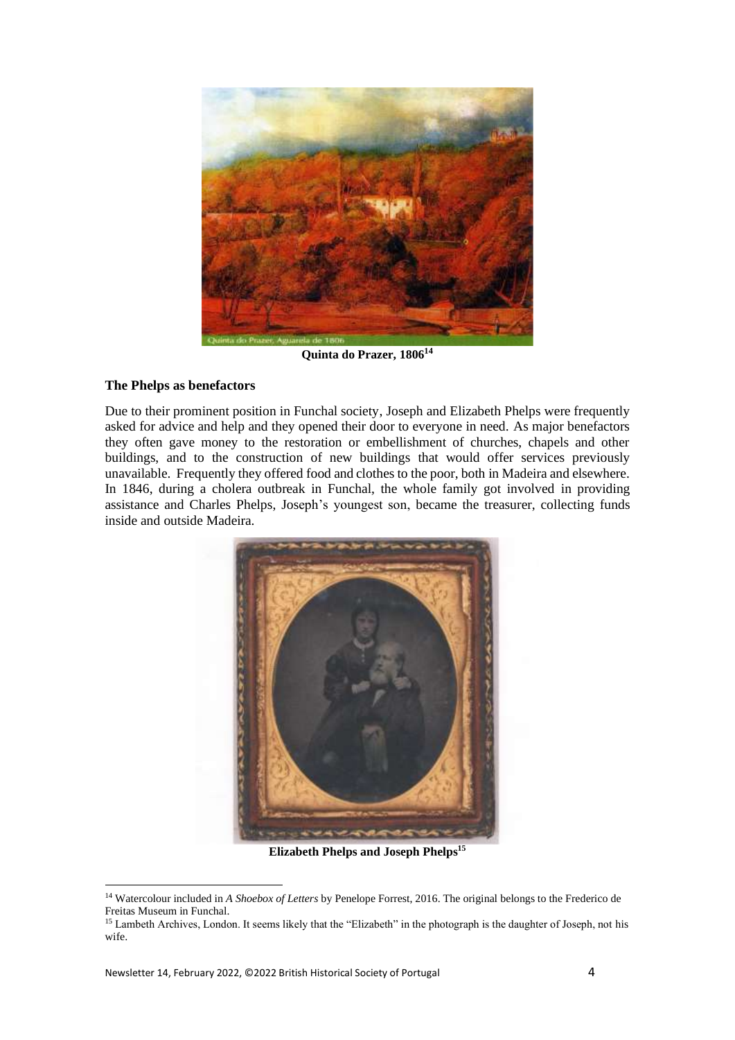Quinta do Prazer, 1806[14]

### The Phelps as benefactors

Due to their prominent position in Funchal society, Joseph and Elizabeth Phelps were frequently asked for advice and help and they opened their door to everyone in need. As major benefactors they often gave money to the restoration or embellishment of churches, chapels and other buildings, and to the construction of new buildings that would offer services previously unavailable. Frequently they offered food and clothes to the poor, both in Madeira and elsewhere. In 1846, during a cholera outbreak in Funchal, the whole family got involved in providing assistance and Charles Phelps, Joseph's youngest son, became the treasurer, collecting funds inside and outside Madeira.

Elizabeth Phelps and Joseph Phelps[15]

---

[14] Watercolour included in *A Shoebox of Letters* by Penelope Forrest, 2016. The original belongs to the Frederico de Freitas Museum in Funchal.

[15] Lambeth Archives, London. It seems likely that the "Elizabeth" in the photograph is the daughter of Joseph, not his wife.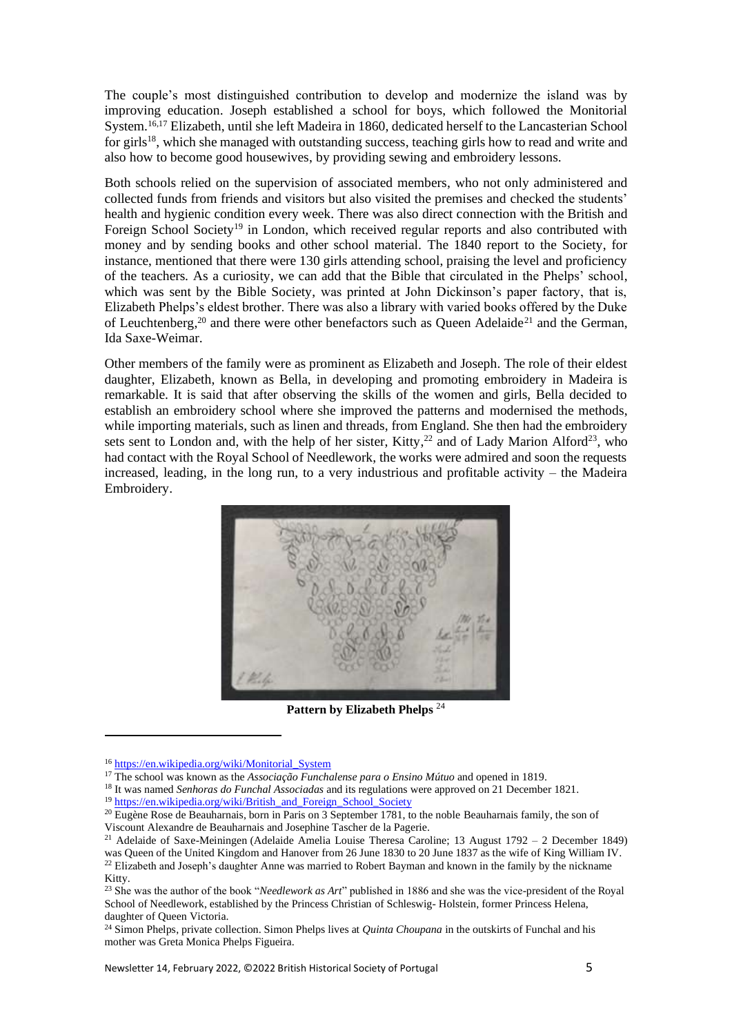The couple's most distinguished contribution to develop and modernize the island was by improving education. Joseph established a school for boys, which followed the Monitorial System.[16,17] Elizabeth, until she left Madeira in 1860, dedicated herself to the Lancasterian School for girls[18], which she managed with outstanding success, teaching girls how to read and write and also how to become good housewives, by providing sewing and embroidery lessons.

Both schools relied on the supervision of associated members, who not only administered and collected funds from friends and visitors but also visited the premises and checked the students' health and hygienic condition every week. There was also direct connection with the British and Foreign School Society[19] in London, which received regular reports and also contributed with money and by sending books and other school material. The 1840 report to the Society, for instance, mentioned that there were 130 girls attending school, praising the level and proficiency of the teachers. As a curiosity, we can add that the Bible that circulated in the Phelps' school, which was sent by the Bible Society, was printed at John Dickinson's paper factory, that is, Elizabeth Phelps's eldest brother. There was also a library with varied books offered by the Duke of Leuchtenberg,[20] and there were other benefactors such as Queen Adelaide[21] and the German, Ida Saxe-Weimar.

Other members of the family were as prominent as Elizabeth and Joseph. The role of their eldest daughter, Elizabeth, known as Bella, in developing and promoting embroidery in Madeira is remarkable. It is said that after observing the skills of the women and girls, Bella decided to establish an embroidery school where she improved the patterns and modernised the methods, while importing materials, such as linen and threads, from England. She then had the embroidery sets sent to London and, with the help of her sister, Kitty,[22] and of Lady Marion Alford[23], who had contact with the Royal School of Needlework, the works were admired and soon the requests increased, leading, in the long run, to a very industrious and profitable activity – the Madeira Embroidery.

**Pattern by Elizabeth Phelps** [24]

---

[16] https://en.wikipedia.org/wiki/Monitorial_System

[17] The school was known as the *Associação Funchalense para o Ensino Mútuo* and opened in 1819.

[18] It was named *Senhoras do Funchal Associadas* and its regulations were approved on 21 December 1821.

[19] https://en.wikipedia.org/wiki/British_and_Foreign_School_Society

[20] Eugène Rose de Beauharnais, born in Paris on 3 September 1781, to the noble Beauharnais family, the son of Viscount Alexandre de Beauharnais and Josephine Tascher de la Pagerie.

[21] Adelaide of Saxe-Meiningen (Adelaide Amelia Louise Theresa Caroline; 13 August 1792 – 2 December 1849) was Queen of the United Kingdom and Hanover from 26 June 1830 to 20 June 1837 as the wife of King William IV.

[22] Elizabeth and Joseph's daughter Anne was married to Robert Bayman and known in the family by the nickname Kitty.

[23] She was the author of the book "*Needlework as Art*" published in 1886 and she was the vice-president of the Royal School of Needlework, established by the Princess Christian of Schleswig- Holstein, former Princess Helena, daughter of Queen Victoria.

[24] Simon Phelps, private collection. Simon Phelps lives at *Quinta Choupana* in the outskirts of Funchal and his mother was Greta Monica Phelps Figueira.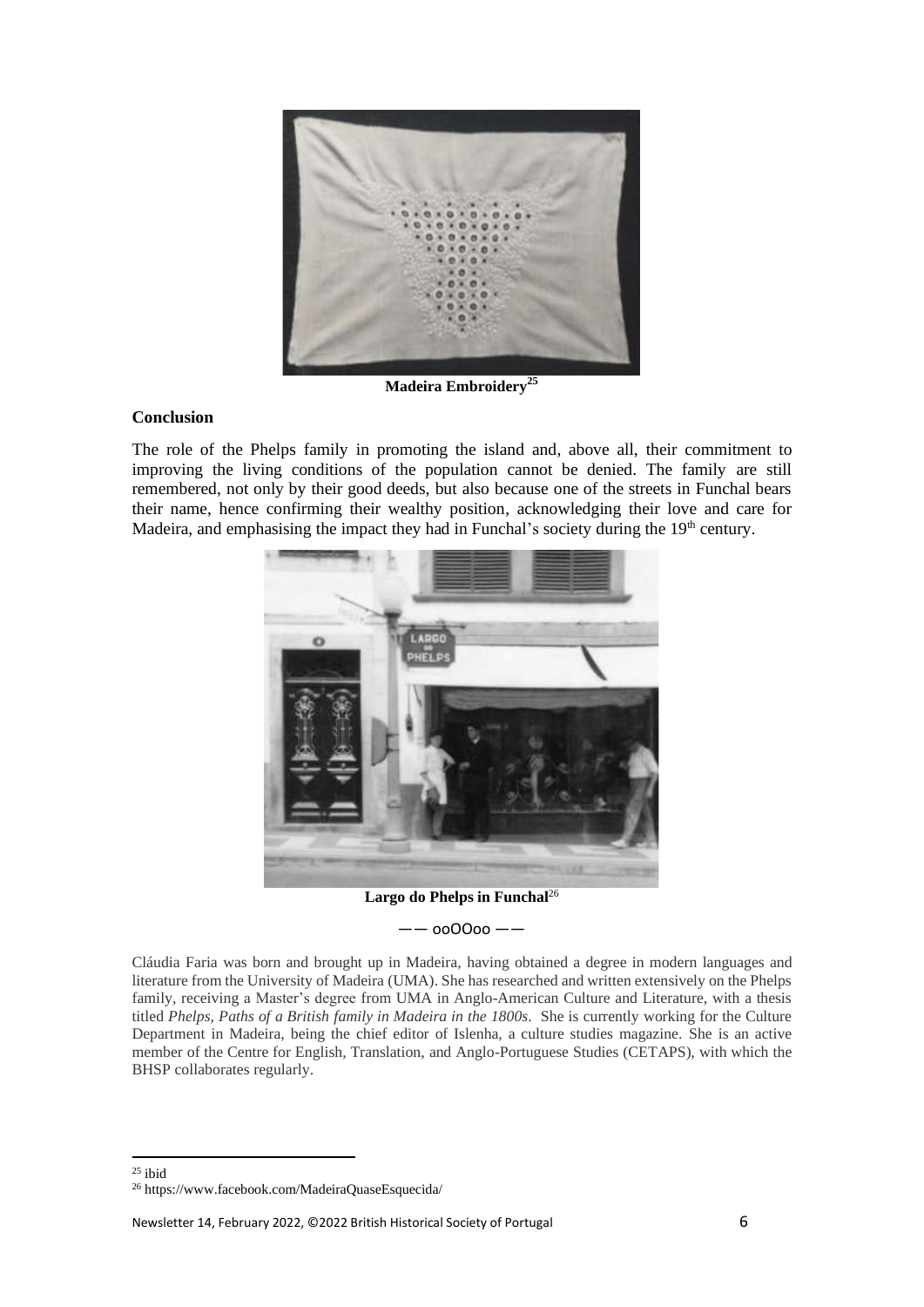Madeira Embroidery[25]

**Conclusion**

The role of the Phelps family in promoting the island and, above all, their commitment to improving the living conditions of the population cannot be denied. The family are still remembered, not only by their good deeds, but also because one of the streets in Funchal bears their name, hence confirming their wealthy position, acknowledging their love and care for Madeira, and emphasising the impact they had in Funchal's society during the 19th century.

**Largo do Phelps in Funchal**[26]

—— ooOOoo ——

Cláudia Faria was born and brought up in Madeira, having obtained a degree in modern languages and literature from the University of Madeira (UMA). She has researched and written extensively on the Phelps family, receiving a Master's degree from UMA in Anglo-American Culture and Literature, with a thesis titled *Phelps, Paths of a British family in Madeira in the 1800s*. She is currently working for the Culture Department in Madeira, being the chief editor of Islenha, a culture studies magazine. She is an active member of the Centre for English, Translation, and Anglo-Portuguese Studies (CETAPS), with which the BHSP collaborates regularly.

---

[25] ibid

[26] https://www.facebook.com/MadeiraQuaseEsquecida/